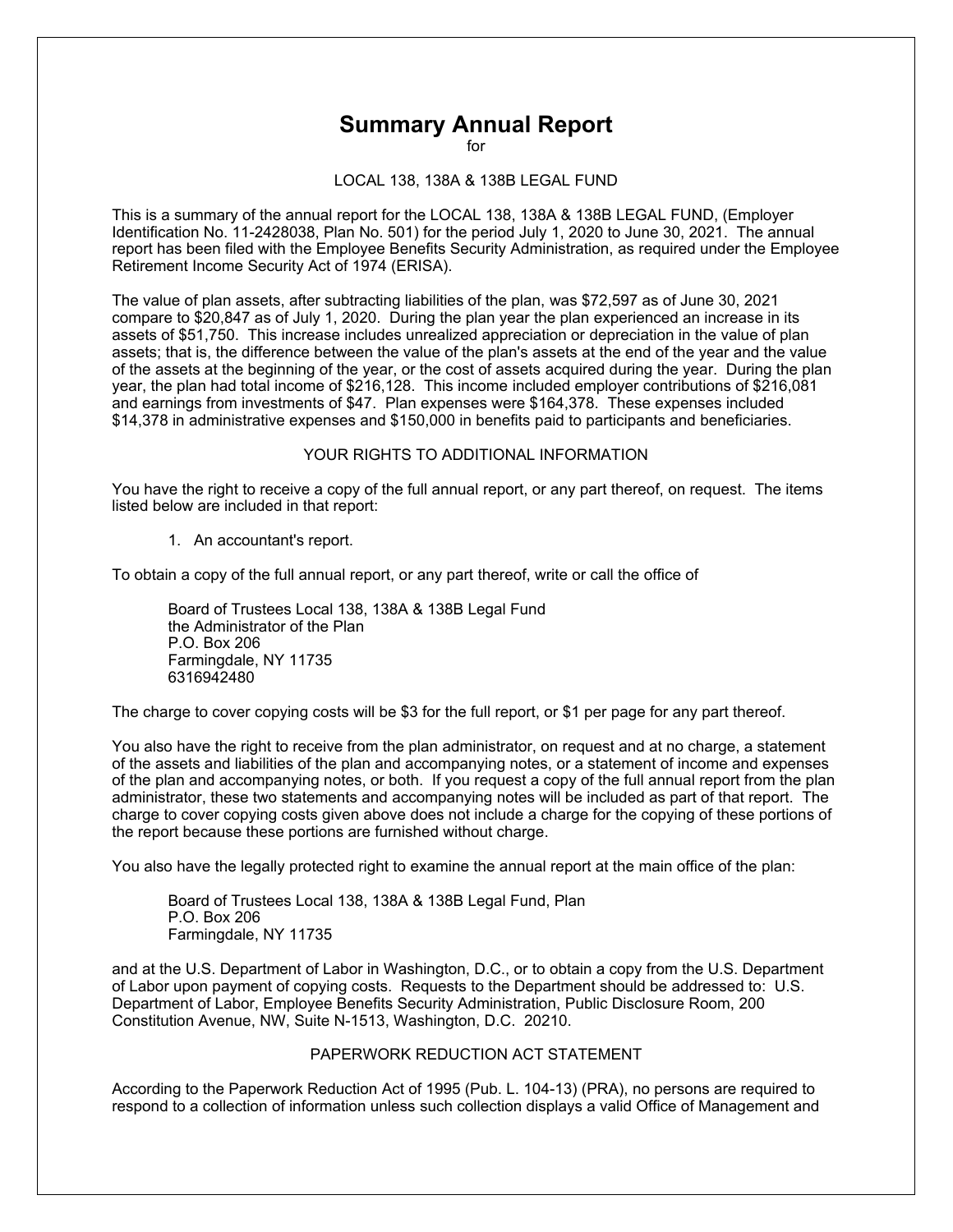# Summary Annual Report

for

LOCAL 138, 138A & 138B LEGAL FUND

This is a summary of the annual report for the LOCAL 138, 138A & 138B LEGAL FUND, (Employer Identification No. 11-2428038, Plan No. 501) for the period July 1, 2020 to June 30, 2021. The annual report has been filed with the Employee Benefits Security Administration, as required under the Employee Retirement Income Security Act of 1974 (ERISA).

The value of plan assets, after subtracting liabilities of the plan, was $72,597 as of June 30, 2021 compare to $20,847 as of July 1, 2020. During the plan year the plan experienced an increase in its assets of $51,750. This increase includes unrealized appreciation or depreciation in the value of plan assets; that is, the difference between the value of the plan's assets at the end of the year and the value of the assets at the beginning of the year, or the cost of assets acquired during the year. During the plan year, the plan had total income of $216,128. This income included employer contributions of $216,081 and earnings from investments of $47. Plan expenses were $164,378. These expenses included $14,378 in administrative expenses and $150,000 in benefits paid to participants and beneficiaries.

## YOUR RIGHTS TO ADDITIONAL INFORMATION

You have the right to receive a copy of the full annual report, or any part thereof, on request. The items listed below are included in that report:

1. An accountant's report.

To obtain a copy of the full annual report, or any part thereof, write or call the office of

Board of Trustees Local 138, 138A & 138B Legal Fund
the Administrator of the Plan
P.O. Box 206
Farmingdale, NY 11735
6316942480

The charge to cover copying costs will be $3 for the full report, or $1 per page for any part thereof.

You also have the right to receive from the plan administrator, on request and at no charge, a statement of the assets and liabilities of the plan and accompanying notes, or a statement of income and expenses of the plan and accompanying notes, or both. If you request a copy of the full annual report from the plan administrator, these two statements and accompanying notes will be included as part of that report. The charge to cover copying costs given above does not include a charge for the copying of these portions of the report because these portions are furnished without charge.

You also have the legally protected right to examine the annual report at the main office of the plan:

Board of Trustees Local 138, 138A & 138B Legal Fund, Plan
P.O. Box 206
Farmingdale, NY 11735

and at the U.S. Department of Labor in Washington, D.C., or to obtain a copy from the U.S. Department of Labor upon payment of copying costs. Requests to the Department should be addressed to: U.S. Department of Labor, Employee Benefits Security Administration, Public Disclosure Room, 200 Constitution Avenue, NW, Suite N-1513, Washington, D.C. 20210.

## PAPERWORK REDUCTION ACT STATEMENT

According to the Paperwork Reduction Act of 1995 (Pub. L. 104-13) (PRA), no persons are required to respond to a collection of information unless such collection displays a valid Office of Management and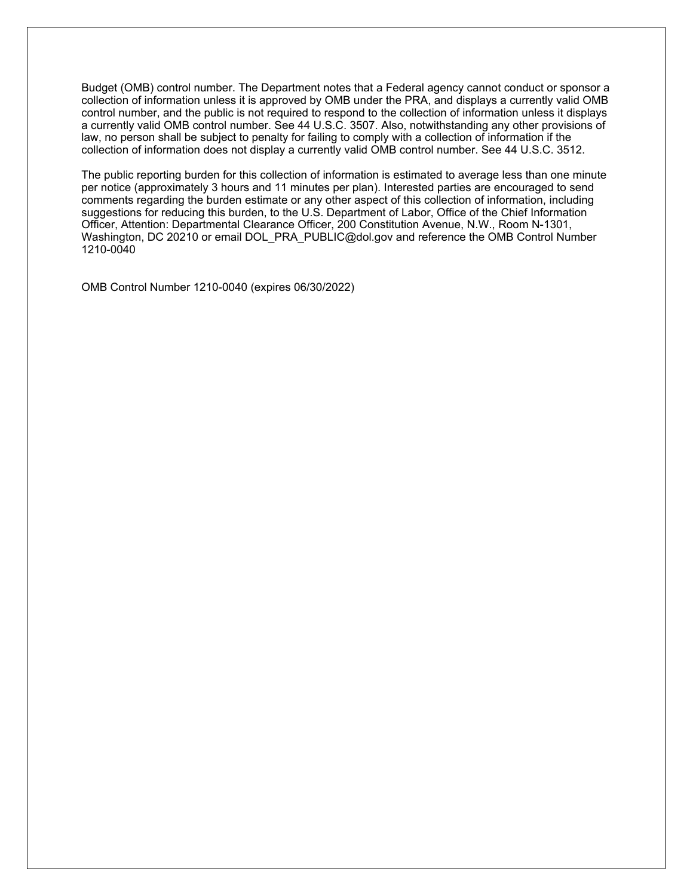Budget (OMB) control number. The Department notes that a Federal agency cannot conduct or sponsor a collection of information unless it is approved by OMB under the PRA, and displays a currently valid OMB control number, and the public is not required to respond to the collection of information unless it displays a currently valid OMB control number. See 44 U.S.C. 3507. Also, notwithstanding any other provisions of law, no person shall be subject to penalty for failing to comply with a collection of information if the collection of information does not display a currently valid OMB control number. See 44 U.S.C. 3512.

The public reporting burden for this collection of information is estimated to average less than one minute per notice (approximately 3 hours and 11 minutes per plan). Interested parties are encouraged to send comments regarding the burden estimate or any other aspect of this collection of information, including suggestions for reducing this burden, to the U.S. Department of Labor, Office of the Chief Information Officer, Attention: Departmental Clearance Officer, 200 Constitution Avenue, N.W., Room N-1301, Washington, DC 20210 or email DOL_PRA_PUBLIC@dol.gov and reference the OMB Control Number 1210-0040

OMB Control Number 1210-0040 (expires 06/30/2022)